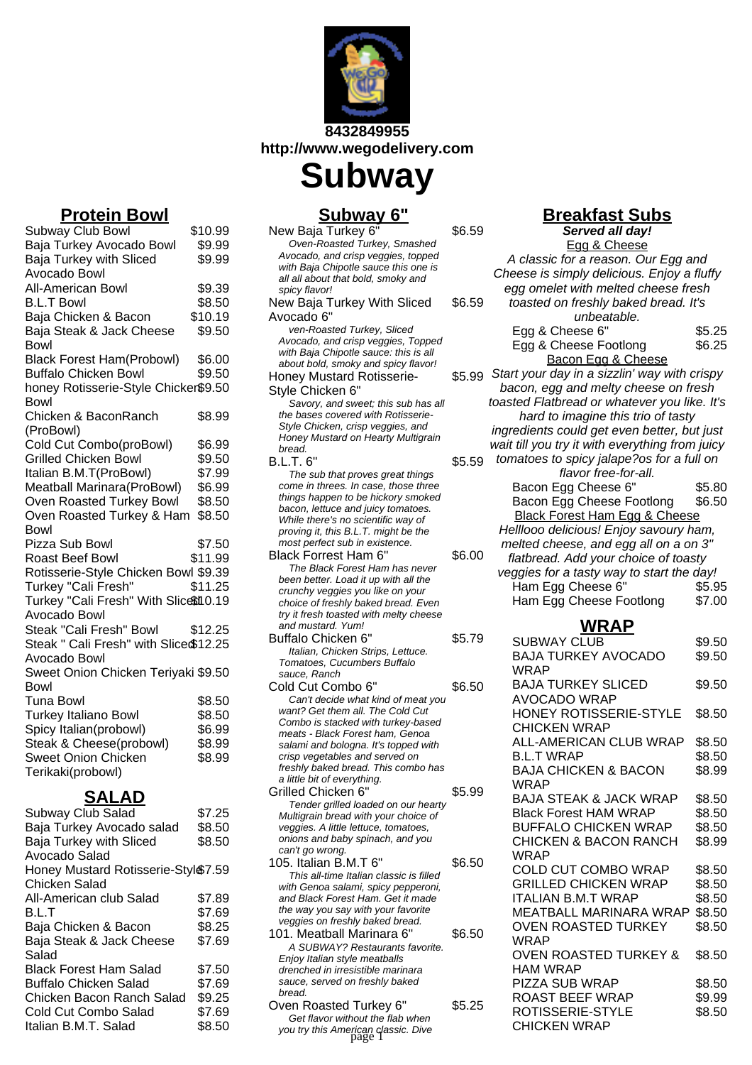8432849955
http://www.wegodelivery.com

# Subway

## Protein Bowl

| Item | Price |
|---|---|
| Subway Club Bowl | $10.99 |
| Baja Turkey Avocado Bowl | $9.99 |
| Baja Turkey with Sliced Avocado Bowl | $9.99 |
| All-American Bowl | $9.39 |
| B.L.T Bowl | $8.50 |
| Baja Chicken & Bacon | $10.19 |
| Baja Steak & Jack Cheese Bowl | $9.50 |
| Black Forest Ham(Probowl) | $6.00 |
| Buffalo Chicken Bowl | $9.50 |
| honey Rotisserie-Style Chicken Bowl | $9.50 |
| Chicken & BaconRanch (ProBowl) | $8.99 |
| Cold Cut Combo(proBowl) | $6.99 |
| Grilled Chicken Bowl | $9.50 |
| Italian B.M.T(ProBowl) | $7.99 |
| Meatball Marinara(ProBowl) | $6.99 |
| Oven Roasted Turkey Bowl | $8.50 |
| Oven Roasted Turkey & Ham Bowl | $8.50 |
| Pizza Sub Bowl | $7.50 |
| Roast Beef Bowl | $11.99 |
| Rotisserie-Style Chicken Bowl | $9.39 |
| Turkey "Cali Fresh" | $11.25 |
| Turkey "Cali Fresh" With Sliced Avocado Bowl | $10.19 |
| Steak "Cali Fresh" Bowl | $12.25 |
| Steak " Cali Fresh" with Sliced Avocado Bowl | $12.25 |
| Sweet Onion Chicken Teriyaki Bowl | $9.50 |
| Tuna Bowl | $8.50 |
| Turkey Italiano Bowl | $8.50 |
| Spicy Italian(probowl) | $6.99 |
| Steak & Cheese(probowl) | $8.99 |
| Sweet Onion Chicken Terikaki(probowl) | $8.99 |

## SALAD

| Item | Price |
|---|---|
| Subway Club Salad | $7.25 |
| Baja Turkey Avocado salad | $8.50 |
| Baja Turkey with Sliced Avocado Salad | $8.50 |
| Honey Mustard Rotisserie-Style Chicken Salad | $7.59 |
| All-American club Salad | $7.89 |
| B.L.T | $7.69 |
| Baja Chicken & Bacon | $8.25 |
| Baja Steak & Jack Cheese Salad | $7.69 |
| Black Forest Ham Salad | $7.50 |
| Buffalo Chicken Salad | $7.69 |
| Chicken Bacon Ranch Salad | $9.25 |
| Cold Cut Combo Salad | $7.69 |
| Italian B.M.T. Salad | $8.50 |

## Subway 6"

**New Baja Turkey 6"** — $6.59
*Oven-Roasted Turkey, Smashed Avocado, and crisp veggies, topped with Baja Chipotle sauce this one is all all about that bold, smoky and spicy flavor!*

**New Baja Turkey With Sliced Avocado 6"** — $6.59
*ven-Roasted Turkey, Sliced Avocado, and crisp veggies, Topped with Baja Chipotle sauce: this is all about bold, smoky and spicy flavor!*

**Honey Mustard Rotisserie-Style Chicken 6"** — $5.99
*Savory, and sweet; this sub has all the bases covered with Rotisserie-Style Chicken, crisp veggies, and Honey Mustard on Hearty Multigrain bread.*

**B.L.T. 6"** — $5.59
*The sub that proves great things come in threes. In case, those three things happen to be hickory smoked bacon, lettuce and juicy tomatoes. While there's no scientific way of proving it, this B.L.T. might be the most perfect sub in existence.*

**Black Forrest Ham 6"** — $6.00
*The Black Forest Ham has never been better. Load it up with all the crunchy veggies you like on your choice of freshly baked bread. Even try it fresh toasted with melty cheese and mustard. Yum!*

**Buffalo Chicken 6"** — $5.79
*Italian, Chicken Strips, Lettuce. Tomatoes, Cucumbers Buffalo sauce, Ranch*

**Cold Cut Combo 6"** — $6.50
*Can't decide what kind of meat you want? Get them all. The Cold Cut Combo is stacked with turkey-based meats - Black Forest ham, Genoa salami and bologna. It's topped with crisp vegetables and served on freshly baked bread. This combo has a little bit of everything.*

**Grilled Chicken 6"** — $5.99
*Tender grilled loaded on our hearty Multigrain bread with your choice of veggies. A little lettuce, tomatoes, onions and baby spinach, and you can't go wrong.*

**105. Italian B.M.T 6"** — $6.50
*This all-time Italian classic is filled with Genoa salami, spicy pepperoni, and Black Forest Ham. Get it made the way you say with your favorite veggies on freshly baked bread.*

**101. Meatball Marinara 6"** — $6.50
*A SUBWAY? Restaurants favorite. Enjoy Italian style meatballs drenched in irresistible marinara sauce, served on freshly baked bread.*

**Oven Roasted Turkey 6"** — $5.25
*Get flavor without the flab when you try this American classic. Dive*

## Breakfast Subs

***Served all day!***

Egg & Cheese

*A classic for a reason. Our Egg and Cheese is simply delicious. Enjoy a fluffy egg omelet with melted cheese fresh toasted on freshly baked bread. It's unbeatable.*

| Item | Price |
|---|---|
| Egg & Cheese 6" | $5.25 |
| Egg & Cheese Footlong | $6.25 |

Bacon Egg & Cheese

*Start your day in a sizzlin' way with crispy bacon, egg and melty cheese on fresh toasted Flatbread or whatever you like. It's hard to imagine this trio of tasty ingredients could get even better, but just wait till you try it with everything from juicy tomatoes to spicy jalape?os for a full on flavor free-for-all.*

| Item | Price |
|---|---|
| Bacon Egg Cheese 6" | $5.80 |
| Bacon Egg Cheese Footlong | $6.50 |

Black Forest Ham Egg & Cheese

*Helllooo delicious! Enjoy savoury ham, melted cheese, and egg all on a on 3" flatbread. Add your choice of toasty veggies for a tasty way to start the day!*

| Item | Price |
|---|---|
| Ham Egg Cheese 6" | $5.95 |
| Ham Egg Cheese Footlong | $7.00 |

## WRAP

| Item | Price |
|---|---|
| SUBWAY CLUB | $9.50 |
| BAJA TURKEY AVOCADO WRAP | $9.50 |
| BAJA TURKEY SLICED AVOCADO WRAP | $9.50 |
| HONEY ROTISSERIE-STYLE CHICKEN WRAP | $8.50 |
| ALL-AMERICAN CLUB WRAP | $8.50 |
| B.L.T WRAP | $8.50 |
| BAJA CHICKEN & BACON WRAP | $8.99 |
| BAJA STEAK & JACK WRAP | $8.50 |
| Black Forest HAM WRAP | $8.50 |
| BUFFALO CHICKEN WRAP | $8.50 |
| CHICKEN & BACON RANCH WRAP | $8.99 |
| COLD CUT COMBO WRAP | $8.50 |
| GRILLED CHICKEN WRAP | $8.50 |
| ITALIAN B.M.T WRAP | $8.50 |
| MEATBALL MARINARA WRAP | $8.50 |
| OVEN ROASTED TURKEY WRAP | $8.50 |
| OVEN ROASTED TURKEY & HAM WRAP | $8.50 |
| PIZZA SUB WRAP | $8.50 |
| ROAST BEEF WRAP | $9.99 |
| ROTISSERIE-STYLE CHICKEN WRAP | $8.50 |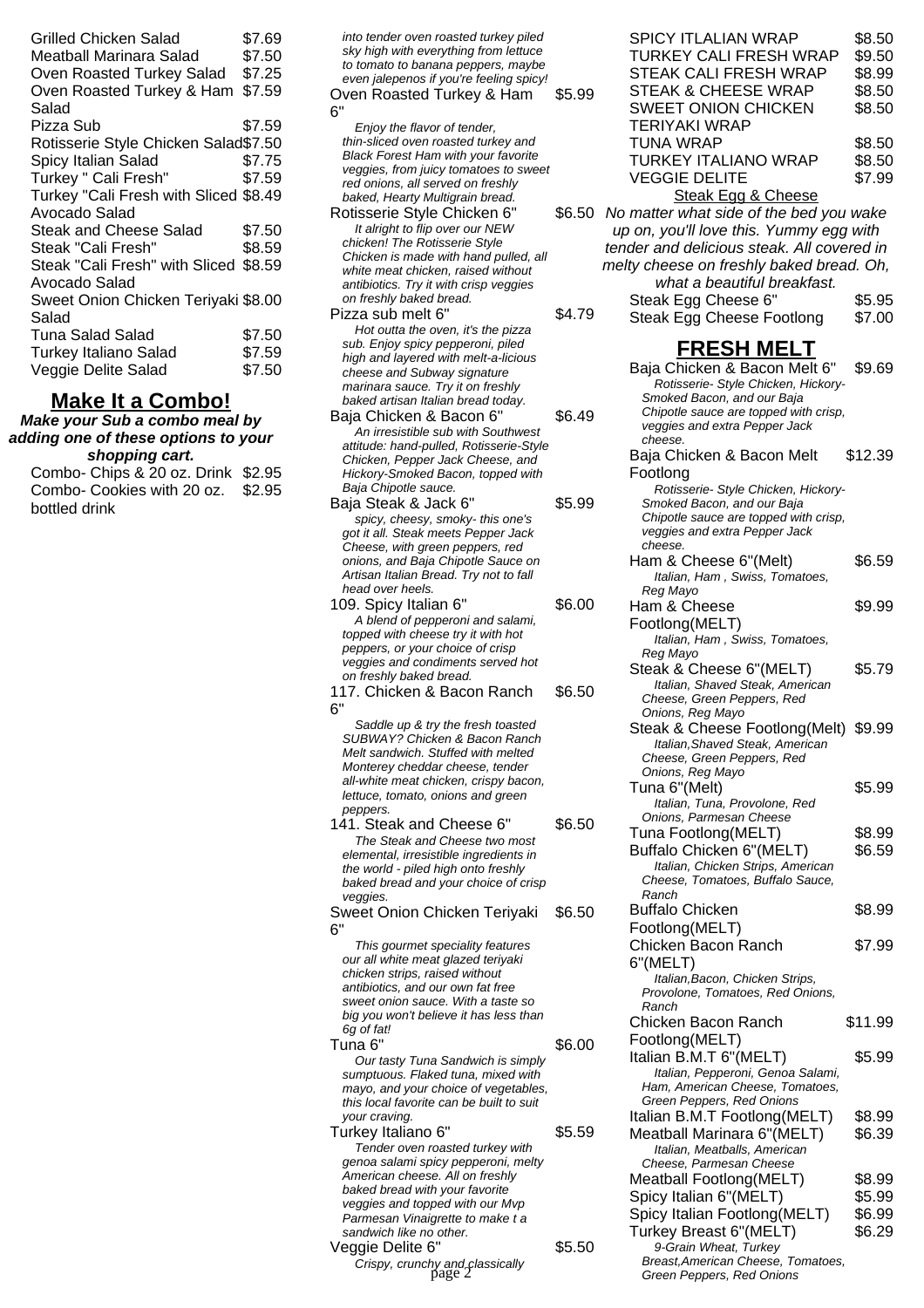Grilled Chicken Salad $7.69
Meatball Marinara Salad $7.50
Oven Roasted Turkey Salad $7.25
Oven Roasted Turkey & Ham Salad $7.59
Pizza Sub $7.59
Rotisserie Style Chicken Salad $7.50
Spicy Italian Salad $7.75
Turkey " Cali Fresh" $7.59
Turkey "Cali Fresh with Sliced Avocado Salad $8.49
Steak and Cheese Salad $7.50
Steak "Cali Fresh" $8.59
Steak "Cali Fresh" with Sliced Avocado Salad $8.59
Sweet Onion Chicken Teriyaki Salad $8.00
Tuna Salad Salad $7.50
Turkey Italiano Salad $7.59
Veggie Delite Salad $7.50

## Make It a Combo!

***Make your Sub a combo meal by adding one of these options to your shopping cart.***

Combo- Chips & 20 oz. Drink $2.95
Combo- Cookies with 20 oz. bottled drink $2.95

*into tender oven roasted turkey piled sky high with everything from lettuce to tomato to banana peppers, maybe even jalepenos if you're feeling spicy!*

Oven Roasted Turkey & Ham 6" $5.99
*Enjoy the flavor of tender, thin-sliced oven roasted turkey and Black Forest Ham with your favorite veggies, from juicy tomatoes to sweet red onions, all served on freshly baked, Hearty Multigrain bread.*

Rotisserie Style Chicken 6" $6.50
*It alright to flip over our NEW chicken! The Rotisserie Style Chicken is made with hand pulled, all white meat chicken, raised without antibiotics. Try it with crisp veggies on freshly baked bread.*

Pizza sub melt 6" $4.79
*Hot outta the oven, it's the pizza sub. Enjoy spicy pepperoni, piled high and layered with melt-a-licious cheese and Subway signature marinara sauce. Try it on freshly baked artisan Italian bread today.*

Baja Chicken & Bacon 6" $6.49
*An irresistible sub with Southwest attitude: hand-pulled, Rotisserie-Style Chicken, Pepper Jack Cheese, and Hickory-Smoked Bacon, topped with Baja Chipotle sauce.*

Baja Steak & Jack 6" $5.99
*spicy, cheesy, smoky- this one's got it all. Steak meets Pepper Jack Cheese, with green peppers, red onions, and Baja Chipotle Sauce on Artisan Italian Bread. Try not to fall head over heels.*

109. Spicy Italian 6" $6.00
*A blend of pepperoni and salami, topped with cheese try it with hot peppers, or your choice of crisp veggies and condiments served hot on freshly baked bread.*

117. Chicken & Bacon Ranch 6" $6.50
*Saddle up & try the fresh toasted SUBWAY? Chicken & Bacon Ranch Melt sandwich. Stuffed with melted Monterey cheddar cheese, tender all-white meat chicken, crispy bacon, lettuce, tomato, onions and green peppers.*

141. Steak and Cheese 6" $6.50
*The Steak and Cheese two most elemental, irresistible ingredients in the world - piled high onto freshly baked bread and your choice of crisp veggies.*

Sweet Onion Chicken Teriyaki 6" $6.50
*This gourmet speciality features our all white meat glazed teriyaki chicken strips, raised without antibiotics, and our own fat free sweet onion sauce. With a taste so big you won't believe it has less than 6g of fat!*

Tuna 6" $6.00
*Our tasty Tuna Sandwich is simply sumptuous. Flaked tuna, mixed with mayo, and your choice of vegetables, this local favorite can be built to suit your craving.*

Turkey Italiano 6" $5.59
*Tender oven roasted turkey with genoa salami spicy pepperoni, melty American cheese. All on freshly baked bread with your favorite veggies and topped with our Mvp Parmesan Vinaigrette to make t a sandwich like no other.*

Veggie Delite 6" $5.50
*Crispy, crunchy and classically*

SPICY ITLALIAN WRAP $8.50
TURKEY CALI FRESH WRAP $9.50
STEAK CALI FRESH WRAP $8.99
STEAK & CHEESE WRAP $8.50
SWEET ONION CHICKEN TERIYAKI WRAP $8.50
TUNA WRAP $8.50
TURKEY ITALIANO WRAP $8.50
VEGGIE DELITE $7.99

Steak Egg & Cheese

*No matter what side of the bed you wake up on, you'll love this. Yummy egg with tender and delicious steak. All covered in melty cheese on freshly baked bread. Oh, what a beautiful breakfast.*

Steak Egg Cheese 6" $5.95
Steak Egg Cheese Footlong $7.00

## FRESH MELT

Baja Chicken & Bacon Melt 6" $9.69
*Rotisserie- Style Chicken, Hickory-Smoked Bacon, and our Baja Chipotle sauce are topped with crisp, veggies and extra Pepper Jack cheese.*

Baja Chicken & Bacon Melt Footlong $12.39
*Rotisserie- Style Chicken, Hickory-Smoked Bacon, and our Baja Chipotle sauce are topped with crisp, veggies and extra Pepper Jack cheese.*

Ham & Cheese 6"(Melt) $6.59
*Italian, Ham , Swiss, Tomatoes, Reg Mayo*

Ham & Cheese Footlong(MELT) $9.99
*Italian, Ham , Swiss, Tomatoes, Reg Mayo*

Steak & Cheese 6"(MELT) $5.79
*Italian, Shaved Steak, American Cheese, Green Peppers, Red Onions, Reg Mayo*

Steak & Cheese Footlong(Melt) $9.99
*Italian,Shaved Steak, American Cheese, Green Peppers, Red Onions, Reg Mayo*

Tuna 6"(Melt) $5.99
*Italian, Tuna, Provolone, Red Onions, Parmesan Cheese*

Tuna Footlong(MELT) $8.99

Buffalo Chicken 6"(MELT) $6.59
*Italian, Chicken Strips, American Cheese, Tomatoes, Buffalo Sauce, Ranch*

Buffalo Chicken Footlong(MELT) $8.99

Chicken Bacon Ranch 6"(MELT) $7.99
*Italian,Bacon, Chicken Strips, Provolone, Tomatoes, Red Onions, Ranch*

Chicken Bacon Ranch Footlong(MELT) $11.99

Italian B.M.T 6"(MELT) $5.99
*Italian, Pepperoni, Genoa Salami, Ham, American Cheese, Tomatoes, Green Peppers, Red Onions*

Italian B.M.T Footlong(MELT) $8.99

Meatball Marinara 6"(MELT) $6.39
*Italian, Meatballs, American Cheese, Parmesan Cheese*

Meatball Footlong(MELT) $8.99
Spicy Italian 6"(MELT) $5.99
Spicy Italian Footlong(MELT) $6.99

Turkey Breast 6"(MELT) $6.29
*9-Grain Wheat, Turkey Breast,American Cheese, Tomatoes, Green Peppers, Red Onions*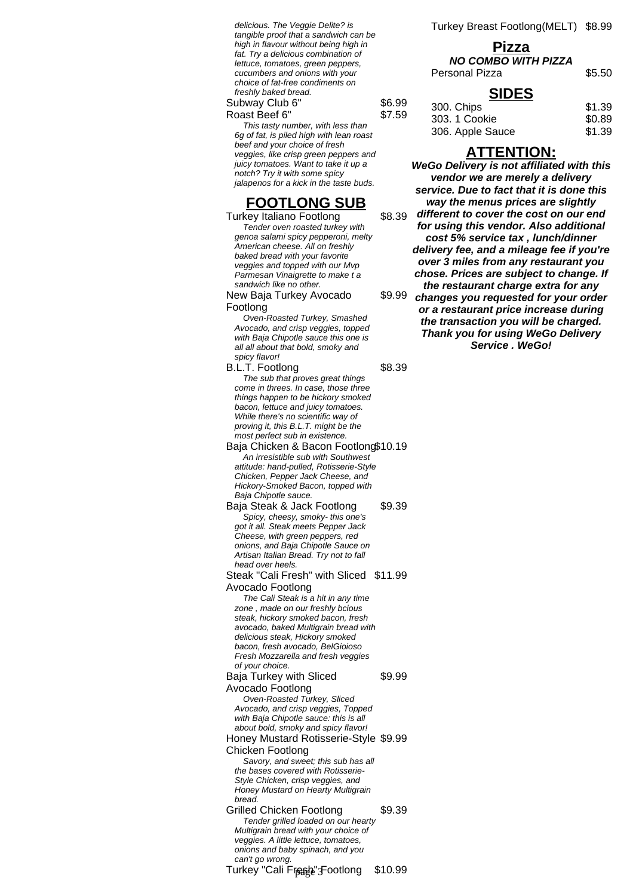*delicious. The Veggie Delite? is tangible proof that a sandwich can be high in flavour without being high in fat. Try a delicious combination of lettuce, tomatoes, green peppers, cucumbers and onions with your choice of fat-free condiments on freshly baked bread.*

Subway Club 6" $6.99

Roast Beef 6" $7.59

*This tasty number, with less than 6g of fat, is piled high with lean roast beef and your choice of fresh veggies, like crisp green peppers and juicy tomatoes. Want to take it up a notch? Try it with some spicy jalapenos for a kick in the taste buds.*

## FOOTLONG SUB

Turkey Italiano Footlong $8.39

*Tender oven roasted turkey with genoa salami spicy pepperoni, melty American cheese. All on freshly baked bread with your favorite veggies and topped with our Mvp Parmesan Vinaigrette to make t a sandwich like no other.*

New Baja Turkey Avocado Footlong $9.99

*Oven-Roasted Turkey, Smashed Avocado, and crisp veggies, topped with Baja Chipotle sauce this one is all all about that bold, smoky and spicy flavor!*

B.L.T. Footlong $8.39

*The sub that proves great things come in threes. In case, those three things happen to be hickory smoked bacon, lettuce and juicy tomatoes. While there's no scientific way of proving it, this B.L.T. might be the most perfect sub in existence.*

Baja Chicken & Bacon Footlong $10.19

*An irresistible sub with Southwest attitude: hand-pulled, Rotisserie-Style Chicken, Pepper Jack Cheese, and Hickory-Smoked Bacon, topped with Baja Chipotle sauce.*

Baja Steak & Jack Footlong $9.39

*Spicy, cheesy, smoky- this one's got it all. Steak meets Pepper Jack Cheese, with green peppers, red onions, and Baja Chipotle Sauce on Artisan Italian Bread. Try not to fall head over heels.*

Steak "Cali Fresh" with Sliced Avocado Footlong $11.99

*The Cali Steak is a hit in any time zone , made on our freshly bcious steak, hickory smoked bacon, fresh avocado, baked Multigrain bread with delicious steak, Hickory smoked bacon, fresh avocado, BelGioioso Fresh Mozzarella and fresh veggies of your choice.*

Baja Turkey with Sliced Avocado Footlong $9.99

*Oven-Roasted Turkey, Sliced Avocado, and crisp veggies, Topped with Baja Chipotle sauce: this is all about bold, smoky and spicy flavor!*

Honey Mustard Rotisserie-Style Chicken Footlong $9.99

*Savory, and sweet; this sub has all the bases covered with Rotisserie-Style Chicken, crisp veggies, and Honey Mustard on Hearty Multigrain bread.*

Grilled Chicken Footlong $9.39

*Tender grilled loaded on our hearty Multigrain bread with your choice of veggies. A little lettuce, tomatoes, onions and baby spinach, and you can't go wrong.*

Turkey "Cali Fresh" Footlong $10.99

Turkey Breast Footlong(MELT) $8.99

## Pizza

***NO COMBO WITH PIZZA***

Personal Pizza $5.50

## SIDES

300. Chips $1.39

303. 1 Cookie $0.89

306. Apple Sauce $1.39

## ATTENTION:

***WeGo Delivery is not affiliated with this vendor we are merely a delivery service. Due to fact that it is done this way the menus prices are slightly different to cover the cost on our end for using this vendor. Also additional cost 5% service tax , lunch/dinner delivery fee, and a mileage fee if you're over 3 miles from any restaurant you chose. Prices are subject to change. If the restaurant charge extra for any changes you requested for your order or a restaurant price increase during the transaction you will be charged. Thank you for using WeGo Delivery Service . WeGo!***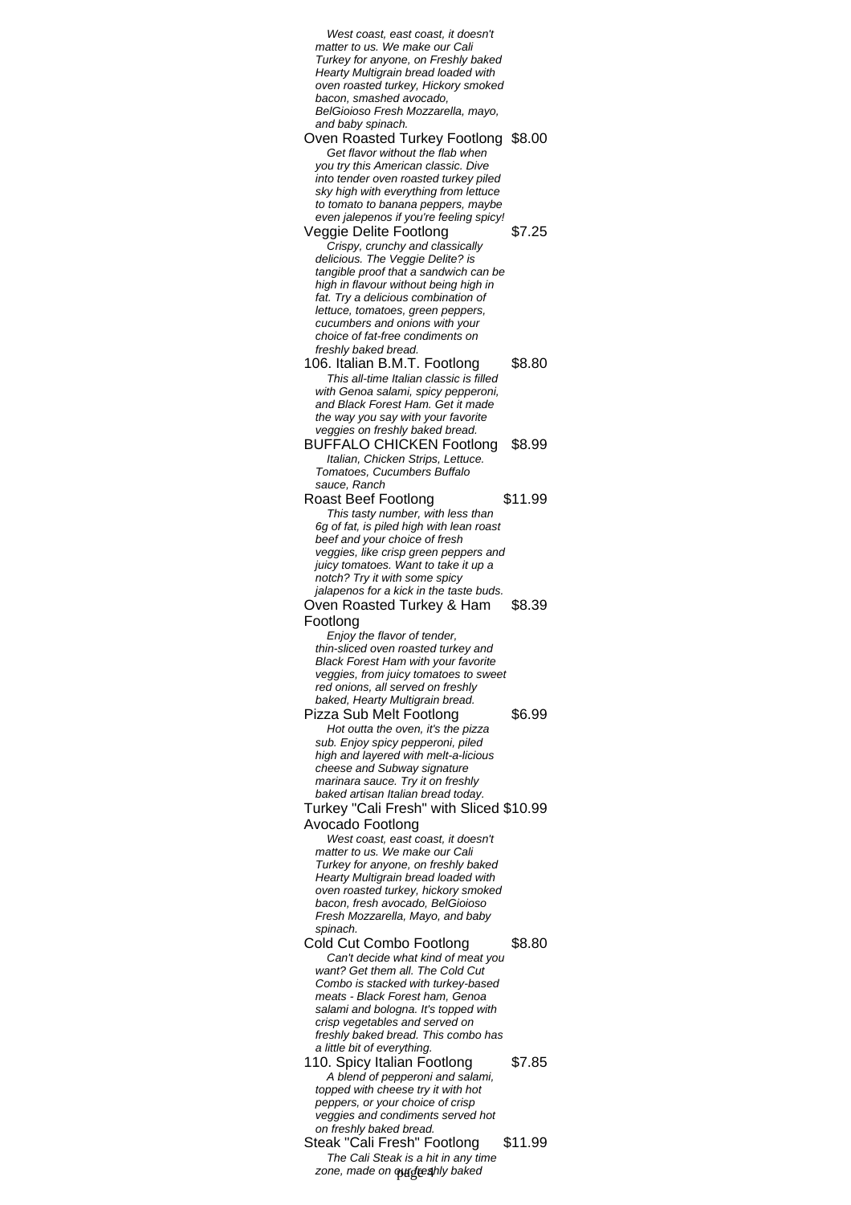*West coast, east coast, it doesn't matter to us. We make our Cali Turkey for anyone, on Freshly baked Hearty Multigrain bread loaded with oven roasted turkey, Hickory smoked bacon, smashed avocado, BelGioioso Fresh Mozzarella, mayo, and baby spinach.*

Oven Roasted Turkey Footlong $8.00

*Get flavor without the flab when you try this American classic. Dive into tender oven roasted turkey piled sky high with everything from lettuce to tomato to banana peppers, maybe even jalepenos if you're feeling spicy!*

Veggie Delite Footlong $7.25

*Crispy, crunchy and classically delicious. The Veggie Delite? is tangible proof that a sandwich can be high in flavour without being high in fat. Try a delicious combination of lettuce, tomatoes, green peppers, cucumbers and onions with your choice of fat-free condiments on freshly baked bread.*

106. Italian B.M.T. Footlong $8.80

*This all-time Italian classic is filled with Genoa salami, spicy pepperoni, and Black Forest Ham. Get it made the way you say with your favorite veggies on freshly baked bread.*

BUFFALO CHICKEN Footlong $8.99

*Italian, Chicken Strips, Lettuce. Tomatoes, Cucumbers Buffalo sauce, Ranch*

Roast Beef Footlong $11.99

*This tasty number, with less than 6g of fat, is piled high with lean roast beef and your choice of fresh veggies, like crisp green peppers and juicy tomatoes. Want to take it up a notch? Try it with some spicy jalapenos for a kick in the taste buds.*

Oven Roasted Turkey & Ham Footlong $8.39

*Enjoy the flavor of tender, thin-sliced oven roasted turkey and Black Forest Ham with your favorite veggies, from juicy tomatoes to sweet red onions, all served on freshly baked, Hearty Multigrain bread.*

Pizza Sub Melt Footlong $6.99

*Hot outta the oven, it's the pizza sub. Enjoy spicy pepperoni, piled high and layered with melt-a-licious cheese and Subway signature marinara sauce. Try it on freshly baked artisan Italian bread today.*

Turkey "Cali Fresh" with Sliced Avocado Footlong $10.99

*West coast, east coast, it doesn't matter to us. We make our Cali Turkey for anyone, on freshly baked Hearty Multigrain bread loaded with oven roasted turkey, hickory smoked bacon, fresh avocado, BelGioioso Fresh Mozzarella, Mayo, and baby spinach.*

Cold Cut Combo Footlong $8.80

*Can't decide what kind of meat you want? Get them all. The Cold Cut Combo is stacked with turkey-based meats - Black Forest ham, Genoa salami and bologna. It's topped with crisp vegetables and served on freshly baked bread. This combo has a little bit of everything.*

110. Spicy Italian Footlong $7.85

*A blend of pepperoni and salami, topped with cheese try it with hot peppers, or your choice of crisp veggies and condiments served hot on freshly baked bread.*

Steak "Cali Fresh" Footlong $11.99

*The Cali Steak is a hit in any time zone, made on our freshly baked*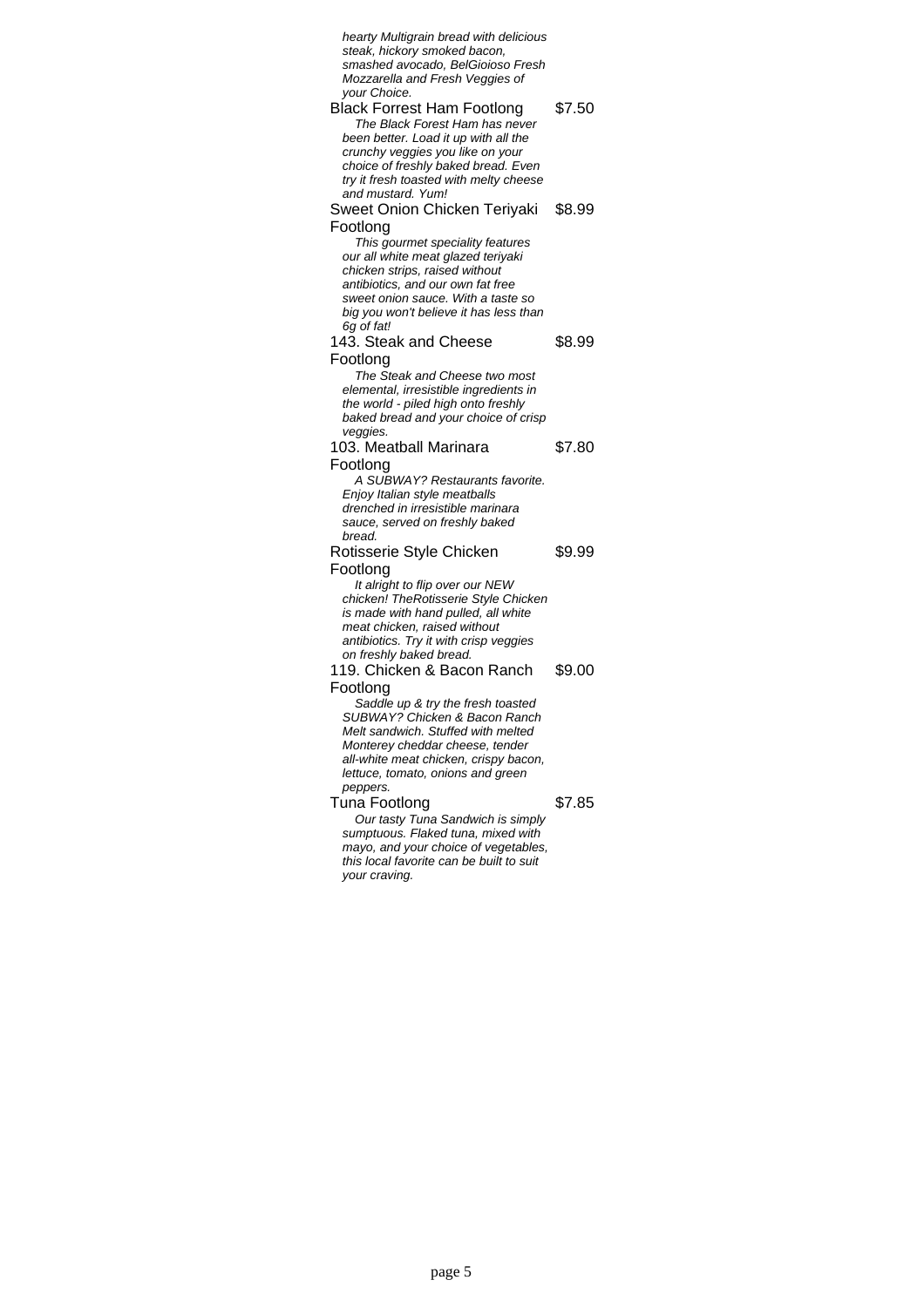*hearty Multigrain bread with delicious steak, hickory smoked bacon, smashed avocado, BelGioioso Fresh Mozzarella and Fresh Veggies of your Choice.*

**Black Forrest Ham Footlong** — $7.50

*The Black Forest Ham has never been better. Load it up with all the crunchy veggies you like on your choice of freshly baked bread. Even try it fresh toasted with melty cheese and mustard. Yum!*

**Sweet Onion Chicken Teriyaki Footlong** — $8.99

*This gourmet speciality features our all white meat glazed teriyaki chicken strips, raised without antibiotics, and our own fat free sweet onion sauce. With a taste so big you won't believe it has less than 6g of fat!*

**143. Steak and Cheese Footlong** — $8.99

*The Steak and Cheese two most elemental, irresistible ingredients in the world - piled high onto freshly baked bread and your choice of crisp veggies.*

**103. Meatball Marinara Footlong** — $7.80

*A SUBWAY? Restaurants favorite. Enjoy Italian style meatballs drenched in irresistible marinara sauce, served on freshly baked bread.*

**Rotisserie Style Chicken Footlong** — $9.99

*It alright to flip over our NEW chicken! TheRotisserie Style Chicken is made with hand pulled, all white meat chicken, raised without antibiotics. Try it with crisp veggies on freshly baked bread.*

**119. Chicken & Bacon Ranch Footlong** — $9.00

*Saddle up & try the fresh toasted SUBWAY? Chicken & Bacon Ranch Melt sandwich. Stuffed with melted Monterey cheddar cheese, tender all-white meat chicken, crispy bacon, lettuce, tomato, onions and green peppers.*

**Tuna Footlong** — $7.85

*Our tasty Tuna Sandwich is simply sumptuous. Flaked tuna, mixed with mayo, and your choice of vegetables, this local favorite can be built to suit your craving.*